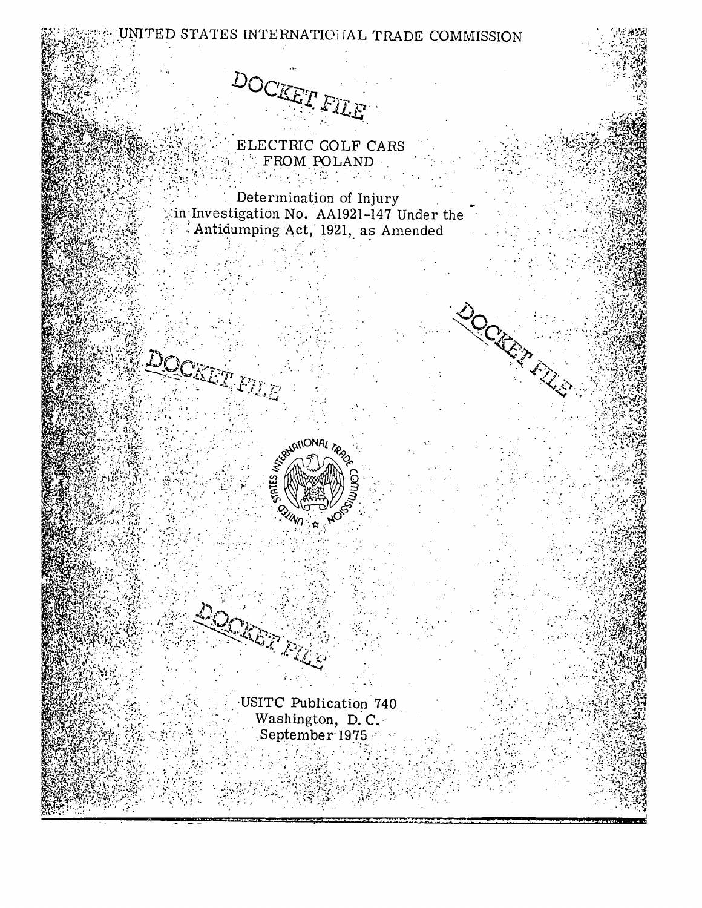UNITED STATES INTERNATIONAL TRADE COMMISSION

DOCKET FILE

# ELECTRIC GOLF CARS FROM POLAND

Determination of Injury in Investigation No. AA1921-147 Under the Antidumping Act, 1921, as Amended

DOCKET FILE

DOCKET FILE

DOCKET FILE

USITC Publication 740
Washington, D. C.
September 1975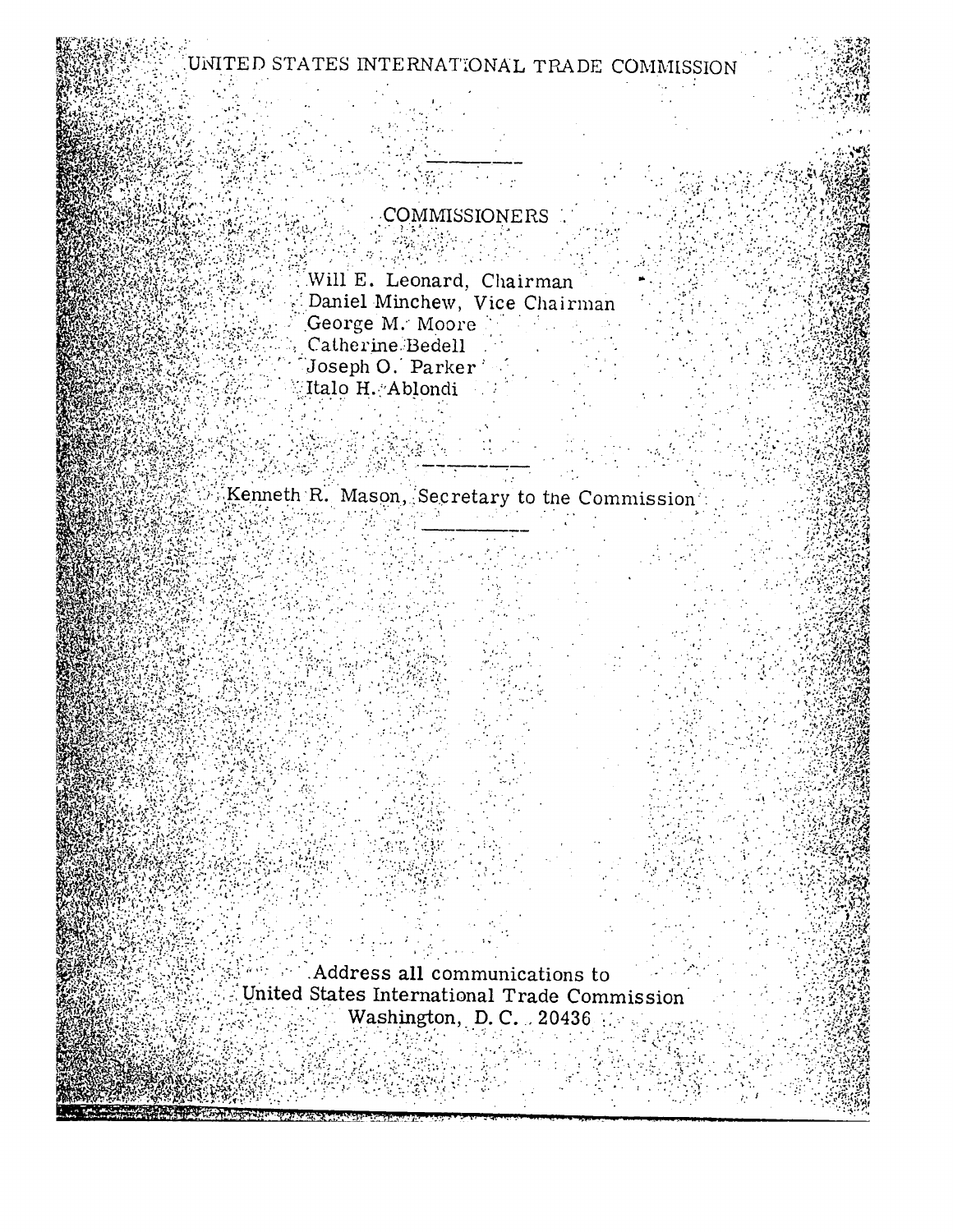# UNITED STATES INTERNATIONAL TRADE COMMISSION

---

## COMMISSIONERS

Will E. Leonard, Chairman
Daniel Minchew, Vice Chairman
George M. Moore
Catherine Bedell
Joseph O. Parker
Italo H. Ablondi

---

Kenneth R. Mason, Secretary to the Commission

---

Address all communications to
United States International Trade Commission
Washington, D. C. 20436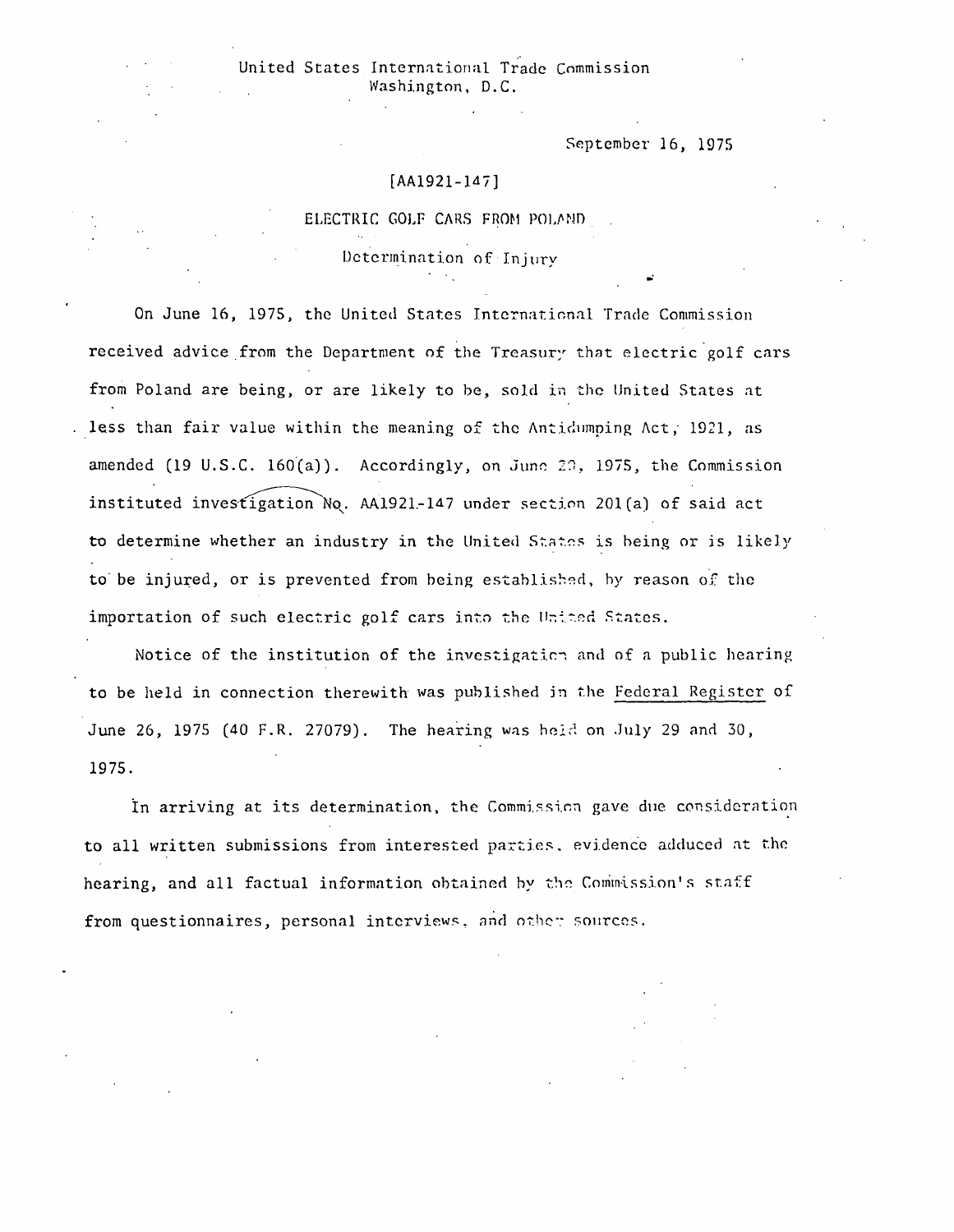United States International Trade Commission
Washington, D.C.

September 16, 1975

[AA1921-147]

ELECTRIC GOLF CARS FROM POLAND

Determination of Injury

On June 16, 1975, the United States International Trade Commission received advice from the Department of the Treasury that electric golf cars from Poland are being, or are likely to be, sold in the United States at less than fair value within the meaning of the Antidumping Act, 1921, as amended (19 U.S.C. 160(a)). Accordingly, on June 20, 1975, the Commission instituted investigation No. AA1921-147 under section 201(a) of said act to determine whether an industry in the United States is being or is likely to be injured, or is prevented from being established, by reason of the importation of such electric golf cars into the United States.

Notice of the institution of the investigation and of a public hearing to be held in connection therewith was published in the Federal Register of June 26, 1975 (40 F.R. 27079). The hearing was held on July 29 and 30, 1975.

In arriving at its determination, the Commission gave due consideration to all written submissions from interested parties, evidence adduced at the hearing, and all factual information obtained by the Commission's staff from questionnaires, personal interviews, and other sources.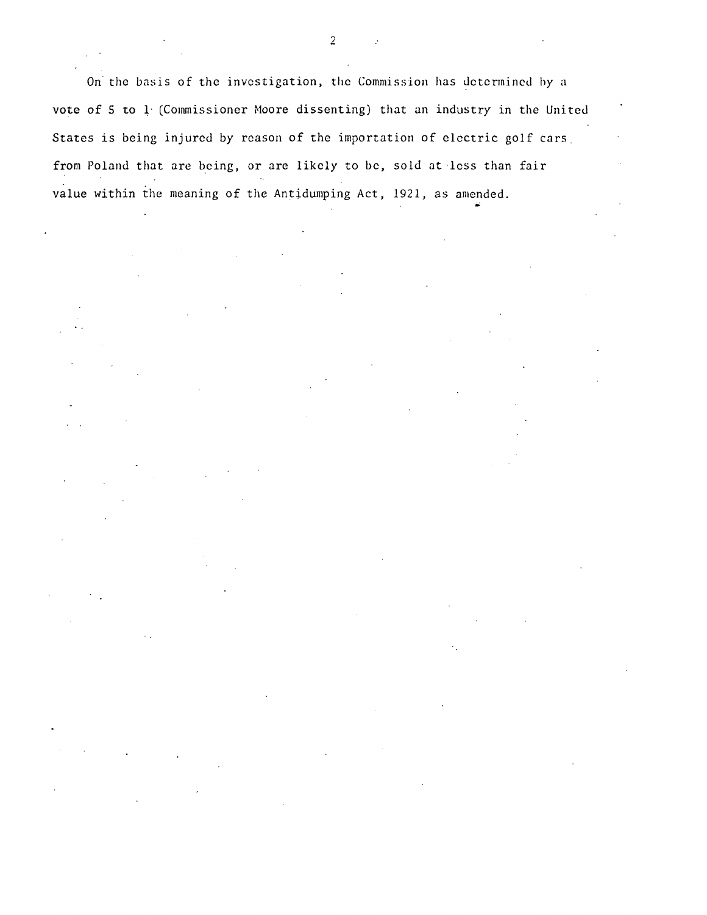On the basis of the investigation, the Commission has determined by a vote of 5 to 1 (Commissioner Moore dissenting) that an industry in the United States is being injured by reason of the importation of electric golf cars from Poland that are being, or are likely to be, sold at less than fair value within the meaning of the Antidumping Act, 1921, as amended.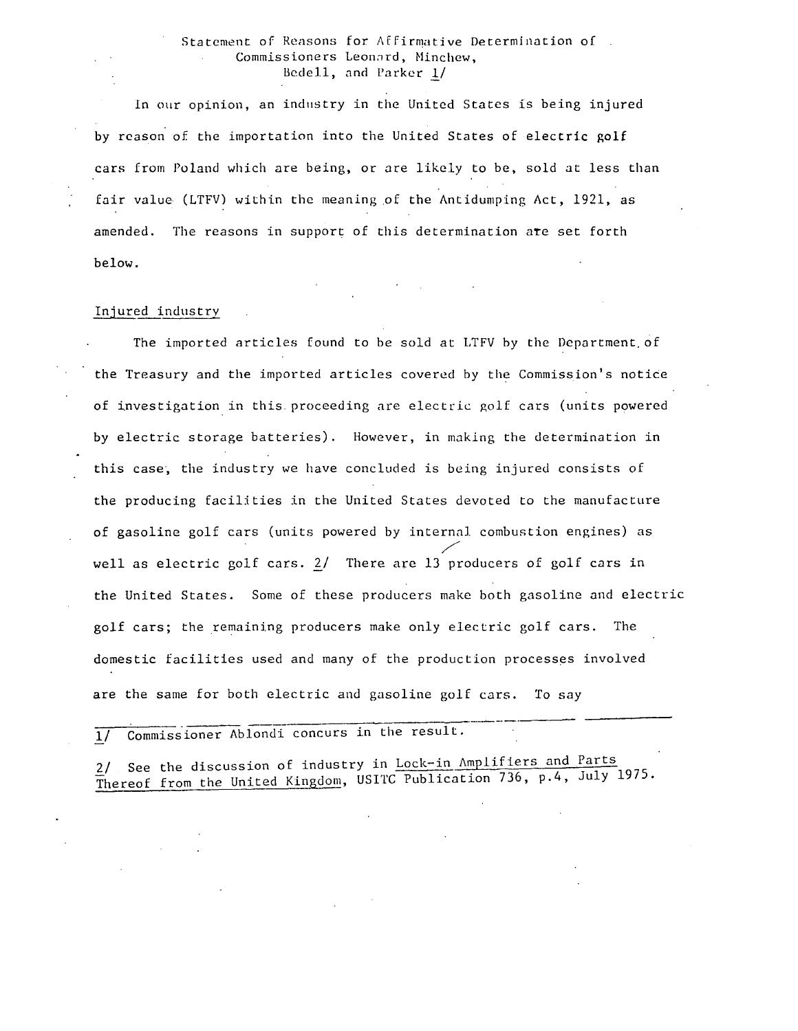Statement of Reasons for Affirmative Determination of Commissioners Leonard, Minchew, Bedell, and Parker [1]

In our opinion, an industry in the United States is being injured by reason of the importation into the United States of electric golf cars from Poland which are being, or are likely to be, sold at less than fair value (LTFV) within the meaning of the Antidumping Act, 1921, as amended. The reasons in support of this determination are set forth below.

Injured industry

The imported articles found to be sold at LTFV by the Department of the Treasury and the imported articles covered by the Commission's notice of investigation in this proceeding are electric golf cars (units powered by electric storage batteries). However, in making the determination in this case, the industry we have concluded is being injured consists of the producing facilities in the United States devoted to the manufacture of gasoline golf cars (units powered by internal combustion engines) as well as electric golf cars. [2] There are 13 producers of golf cars in the United States. Some of these producers make both gasoline and electric golf cars; the remaining producers make only electric golf cars. The domestic facilities used and many of the production processes involved are the same for both electric and gasoline golf cars. To say

---

1/ Commissioner Ablondi concurs in the result.

2/ See the discussion of industry in Lock-in Amplifiers and Parts Thereof from the United Kingdom, USITC Publication 736, p.4, July 1975.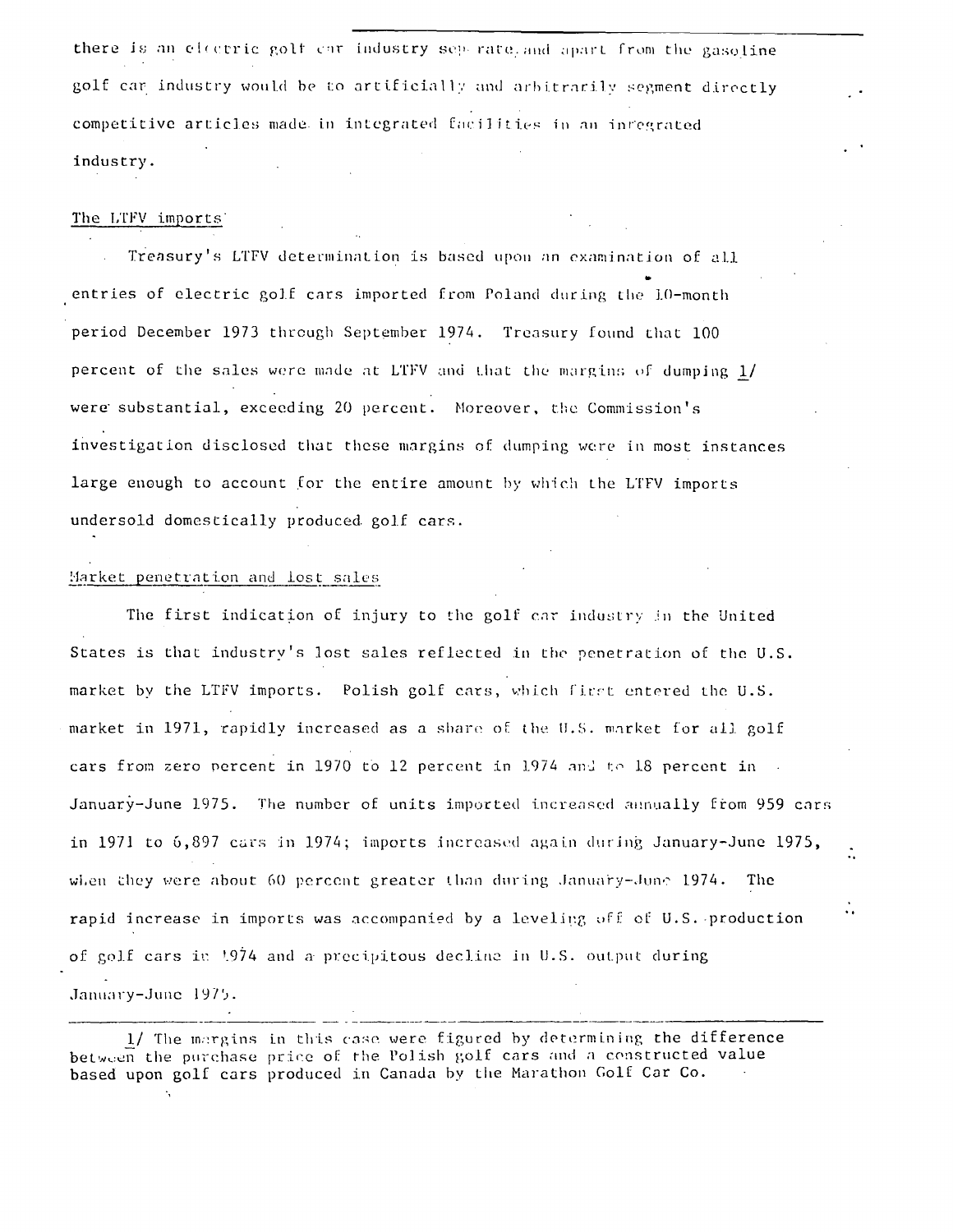there is an electric golf car industry separate and apart from the gasoline golf car industry would be to artificially and arbitrarily segment directly competitive articles made in integrated facilities in an integrated industry.

The LTFV imports

Treasury's LTFV determination is based upon an examination of all entries of electric golf cars imported from Poland during the 10-month period December 1973 through September 1974. Treasury found that 100 percent of the sales were made at LTFV and that the margins of dumping 1/ were substantial, exceeding 20 percent. Moreover, the Commission's investigation disclosed that these margins of dumping were in most instances large enough to account for the entire amount by which the LTFV imports undersold domestically produced golf cars.

Market penetration and lost sales

The first indication of injury to the golf car industry in the United States is that industry's lost sales reflected in the penetration of the U.S. market by the LTFV imports. Polish golf cars, which first entered the U.S. market in 1971, rapidly increased as a share of the U.S. market for all golf cars from zero percent in 1970 to 12 percent in 1974 and to 18 percent in January-June 1975. The number of units imported increased annually from 959 cars in 1971 to 6,897 cars in 1974; imports increased again during January-June 1975, when they were about 60 percent greater than during January-June 1974. The rapid increase in imports was accompanied by a leveling off of U.S. production of golf cars in 1974 and a precipitous decline in U.S. output during January-June 1975.

---

1/ The margins in this case were figured by determining the difference between the purchase price of the Polish golf cars and a constructed value based upon golf cars produced in Canada by the Marathon Golf Car Co.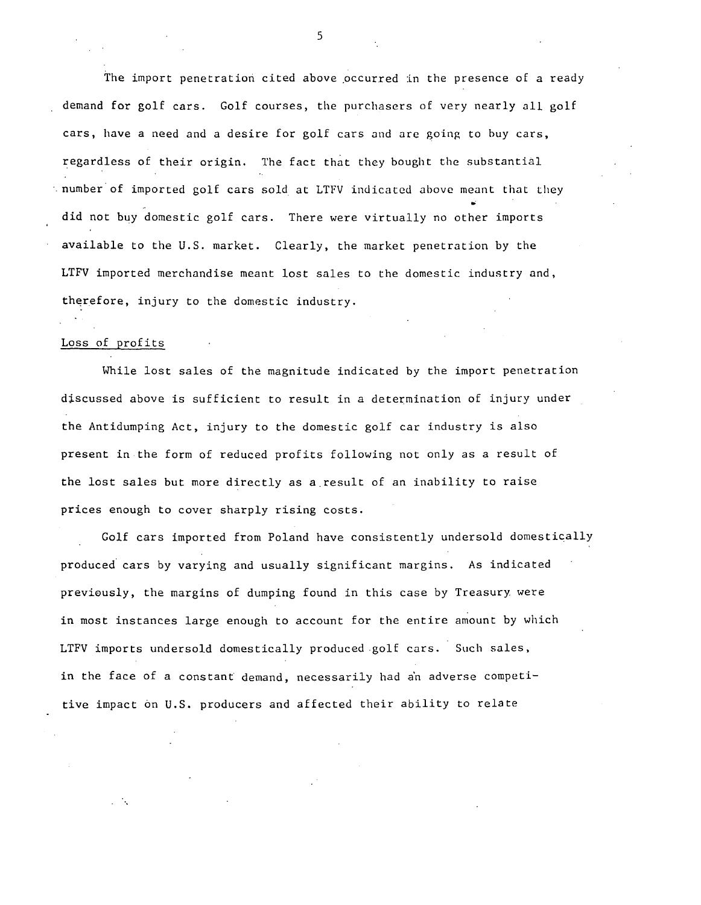The import penetration cited above occurred in the presence of a ready demand for golf cars. Golf courses, the purchasers of very nearly all golf cars, have a need and a desire for golf cars and are going to buy cars, regardless of their origin. The fact that they bought the substantial number of imported golf cars sold at LTFV indicated above meant that they did not buy domestic golf cars. There were virtually no other imports available to the U.S. market. Clearly, the market penetration by the LTFV imported merchandise meant lost sales to the domestic industry and, therefore, injury to the domestic industry.

Loss of profits

While lost sales of the magnitude indicated by the import penetration discussed above is sufficient to result in a determination of injury under the Antidumping Act, injury to the domestic golf car industry is also present in the form of reduced profits following not only as a result of the lost sales but more directly as a result of an inability to raise prices enough to cover sharply rising costs.

Golf cars imported from Poland have consistently undersold domestically produced cars by varying and usually significant margins. As indicated previously, the margins of dumping found in this case by Treasury were in most instances large enough to account for the entire amount by which LTFV imports undersold domestically produced golf cars. Such sales, in the face of a constant demand, necessarily had an adverse competitive impact on U.S. producers and affected their ability to relate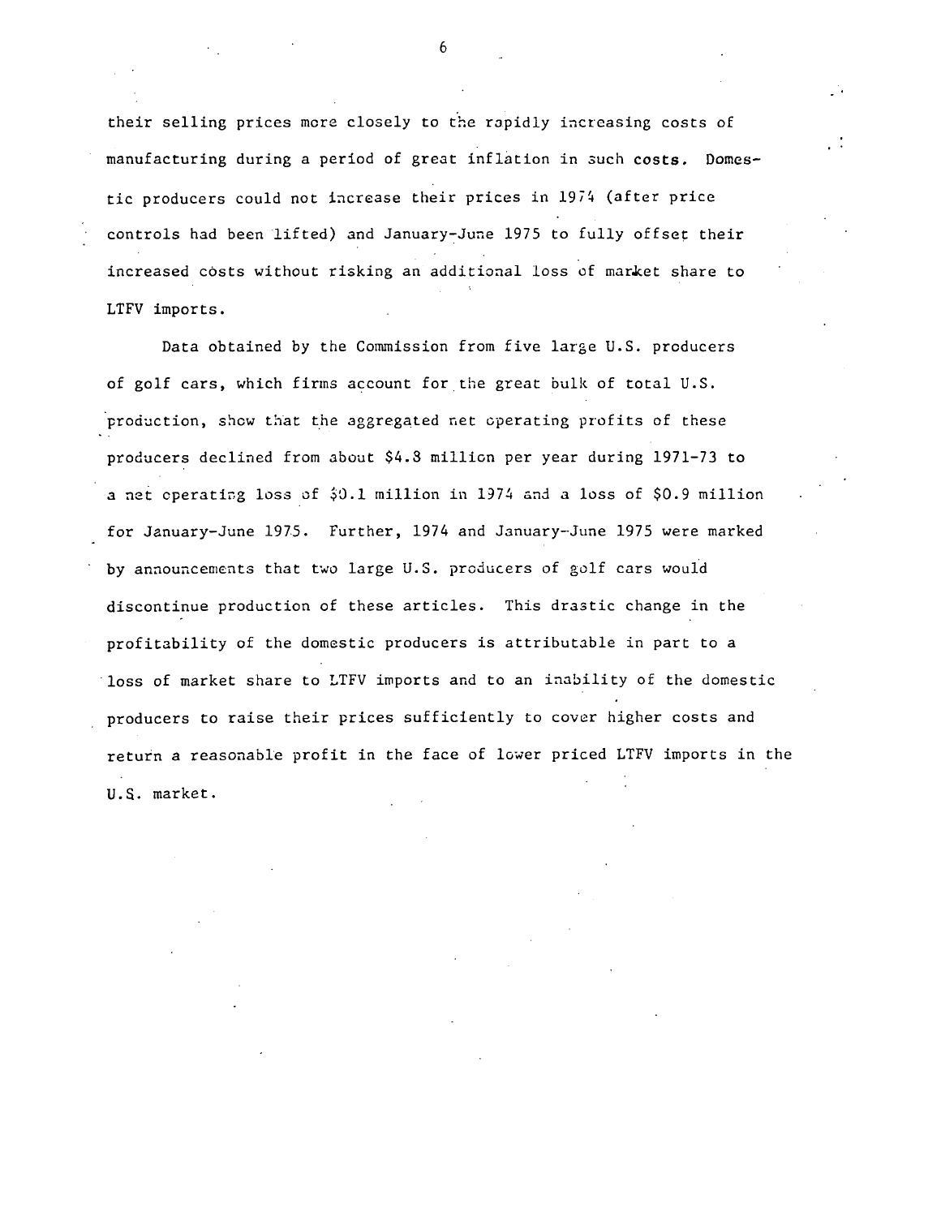their selling prices more closely to the rapidly increasing costs of manufacturing during a period of great inflation in such costs. Domestic producers could not increase their prices in 1974 (after price controls had been lifted) and January-June 1975 to fully offset their increased costs without risking an additional loss of market share to LTFV imports.

Data obtained by the Commission from five large U.S. producers of golf cars, which firms account for the great bulk of total U.S. production, show that the aggregated net operating profits of these producers declined from about $4.8 million per year during 1971-73 to a net operating loss of $0.1 million in 1974 and a loss of $0.9 million for January-June 1975. Further, 1974 and January-June 1975 were marked by announcements that two large U.S. producers of golf cars would discontinue production of these articles. This drastic change in the profitability of the domestic producers is attributable in part to a loss of market share to LTFV imports and to an inability of the domestic producers to raise their prices sufficiently to cover higher costs and return a reasonable profit in the face of lower priced LTFV imports in the U.S. market.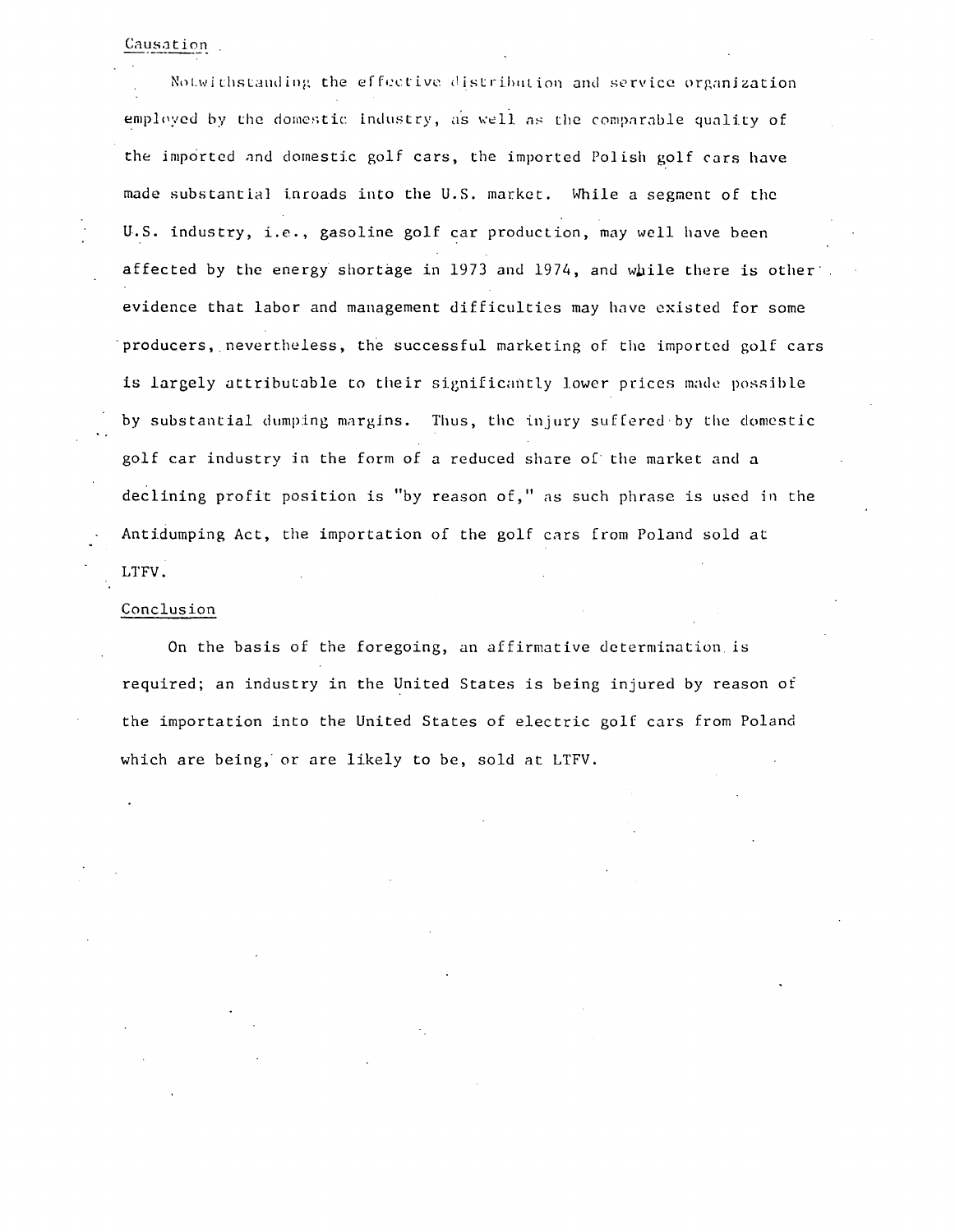Causation

Notwithstanding the effective distribution and service organization employed by the domestic industry, as well as the comparable quality of the imported and domestic golf cars, the imported Polish golf cars have made substantial inroads into the U.S. market. While a segment of the U.S. industry, i.e., gasoline golf car production, may well have been affected by the energy shortage in 1973 and 1974, and while there is other evidence that labor and management difficulties may have existed for some producers, nevertheless, the successful marketing of the imported golf cars is largely attributable to their significantly lower prices made possible by substantial dumping margins. Thus, the injury suffered by the domestic golf car industry in the form of a reduced share of the market and a declining profit position is "by reason of," as such phrase is used in the Antidumping Act, the importation of the golf cars from Poland sold at LTFV.

Conclusion

On the basis of the foregoing, an affirmative determination is required; an industry in the United States is being injured by reason of the importation into the United States of electric golf cars from Poland which are being, or are likely to be, sold at LTFV.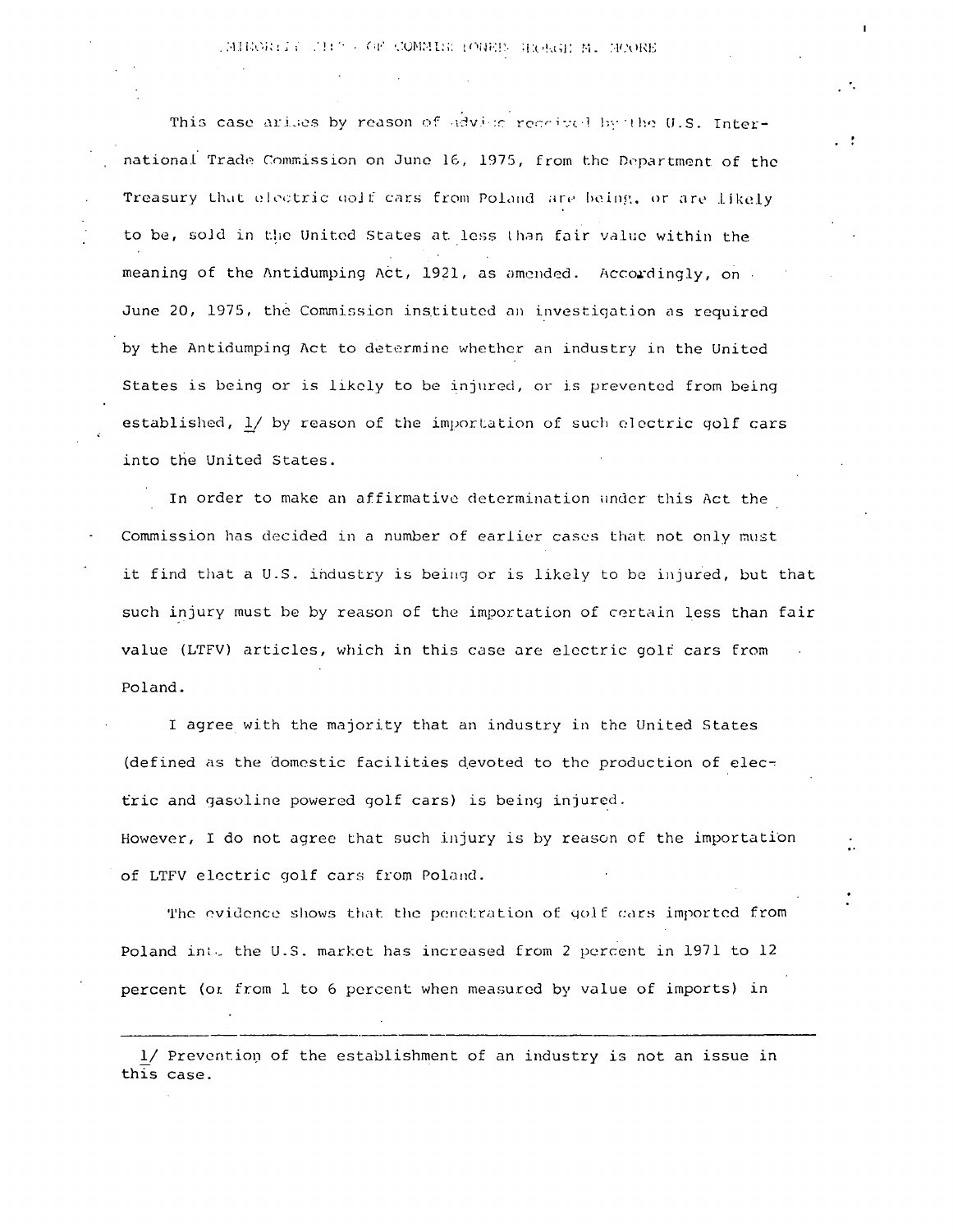# MINORITY VIEWS OF COMMISSIONER GEORGE M. MOORE

This case arises by reason of advice received by the U.S. International Trade Commission on June 16, 1975, from the Department of the Treasury that electric golf cars from Poland are being, or are likely to be, sold in the United States at less than fair value within the meaning of the Antidumping Act, 1921, as amended. Accordingly, on June 20, 1975, the Commission instituted an investigation as required by the Antidumping Act to determine whether an industry in the United States is being or is likely to be injured, or is prevented from being established, 1/ by reason of the importation of such electric golf cars into the United States.

In order to make an affirmative determination under this Act the Commission has decided in a number of earlier cases that not only must it find that a U.S. industry is being or is likely to be injured, but that such injury must be by reason of the importation of certain less than fair value (LTFV) articles, which in this case are electric golf cars from Poland.

I agree with the majority that an industry in the United States (defined as the domestic facilities devoted to the production of electric and gasoline powered golf cars) is being injured. However, I do not agree that such injury is by reason of the importation of LTFV electric golf cars from Poland.

The evidence shows that the penetration of golf cars imported from Poland into the U.S. market has increased from 2 percent in 1971 to 12 percent (or from 1 to 6 percent when measured by value of imports) in

---

1/ Prevention of the establishment of an industry is not an issue in this case.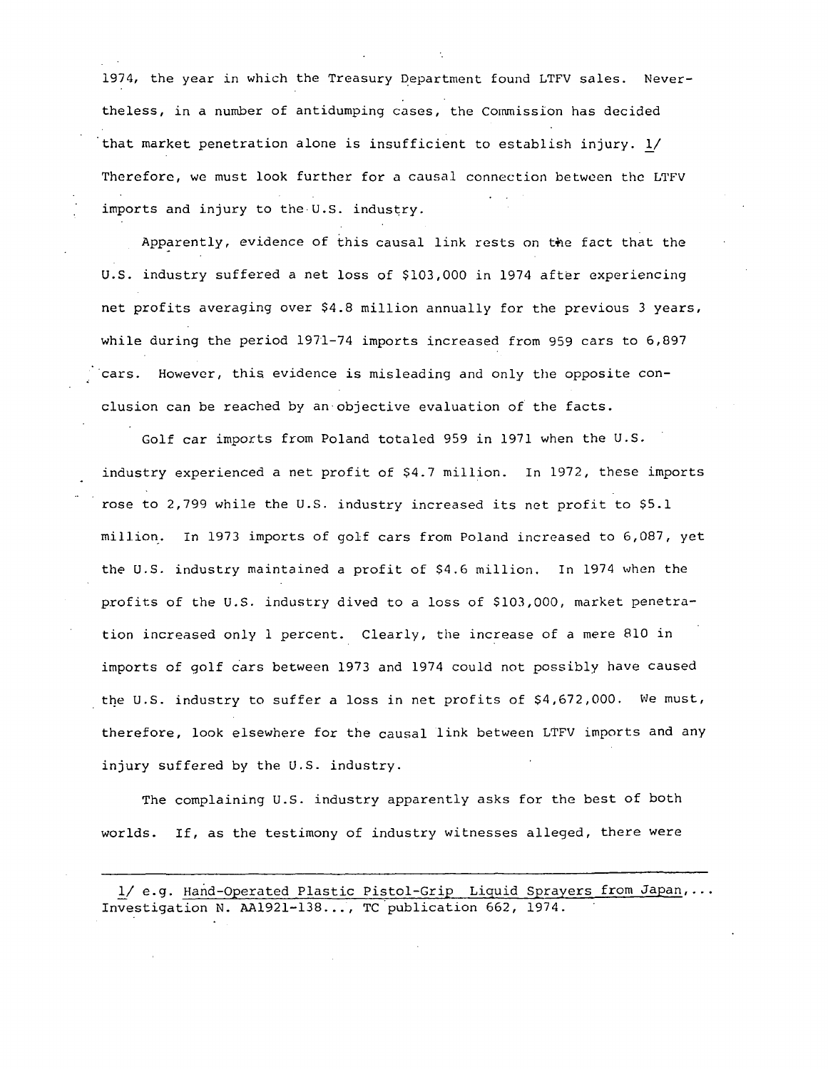1974, the year in which the Treasury Department found LTFV sales. Nevertheless, in a number of antidumping cases, the Commission has decided that market penetration alone is insufficient to establish injury. 1/ Therefore, we must look further for a causal connection between the LTFV imports and injury to the U.S. industry.

Apparently, evidence of this causal link rests on the fact that the U.S. industry suffered a net loss of $103,000 in 1974 after experiencing net profits averaging over $4.8 million annually for the previous 3 years, while during the period 1971-74 imports increased from 959 cars to 6,897 cars. However, this evidence is misleading and only the opposite conclusion can be reached by an objective evaluation of the facts.

Golf car imports from Poland totaled 959 in 1971 when the U.S. industry experienced a net profit of $4.7 million. In 1972, these imports rose to 2,799 while the U.S. industry increased its net profit to $5.1 million. In 1973 imports of golf cars from Poland increased to 6,087, yet the U.S. industry maintained a profit of $4.6 million. In 1974 when the profits of the U.S. industry dived to a loss of $103,000, market penetration increased only 1 percent. Clearly, the increase of a mere 810 in imports of golf cars between 1973 and 1974 could not possibly have caused the U.S. industry to suffer a loss in net profits of $4,672,000. We must, therefore, look elsewhere for the causal link between LTFV imports and any injury suffered by the U.S. industry.

The complaining U.S. industry apparently asks for the best of both worlds. If, as the testimony of industry witnesses alleged, there were

---

1/ e.g. Hand-Operated Plastic Pistol-Grip Liquid Sprayers from Japan,... Investigation N. AA1921-138..., TC publication 662, 1974.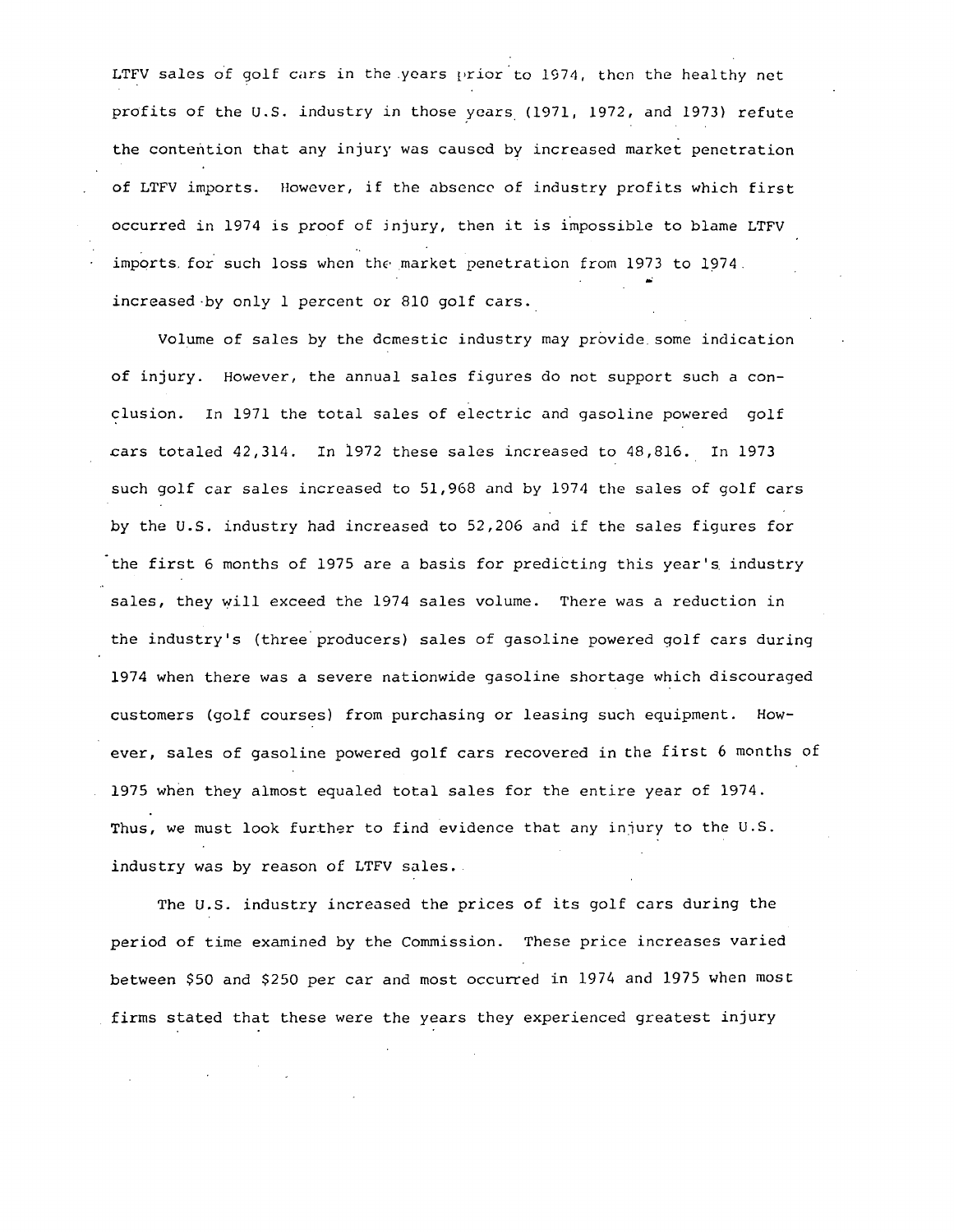LTFV sales of golf cars in the years prior to 1974, then the healthy net profits of the U.S. industry in those years (1971, 1972, and 1973) refute the contention that any injury was caused by increased market penetration of LTFV imports. However, if the absence of industry profits which first occurred in 1974 is proof of injury, then it is impossible to blame LTFV imports for such loss when the market penetration from 1973 to 1974 increased by only 1 percent or 810 golf cars.

Volume of sales by the domestic industry may provide some indication of injury. However, the annual sales figures do not support such a conclusion. In 1971 the total sales of electric and gasoline powered golf cars totaled 42,314. In 1972 these sales increased to 48,816. In 1973 such golf car sales increased to 51,968 and by 1974 the sales of golf cars by the U.S. industry had increased to 52,206 and if the sales figures for the first 6 months of 1975 are a basis for predicting this year's industry sales, they will exceed the 1974 sales volume. There was a reduction in the industry's (three producers) sales of gasoline powered golf cars during 1974 when there was a severe nationwide gasoline shortage which discouraged customers (golf courses) from purchasing or leasing such equipment. However, sales of gasoline powered golf cars recovered in the first 6 months of 1975 when they almost equaled total sales for the entire year of 1974. Thus, we must look further to find evidence that any injury to the U.S. industry was by reason of LTFV sales.

The U.S. industry increased the prices of its golf cars during the period of time examined by the Commission. These price increases varied between $50 and $250 per car and most occurred in 1974 and 1975 when most firms stated that these were the years they experienced greatest injury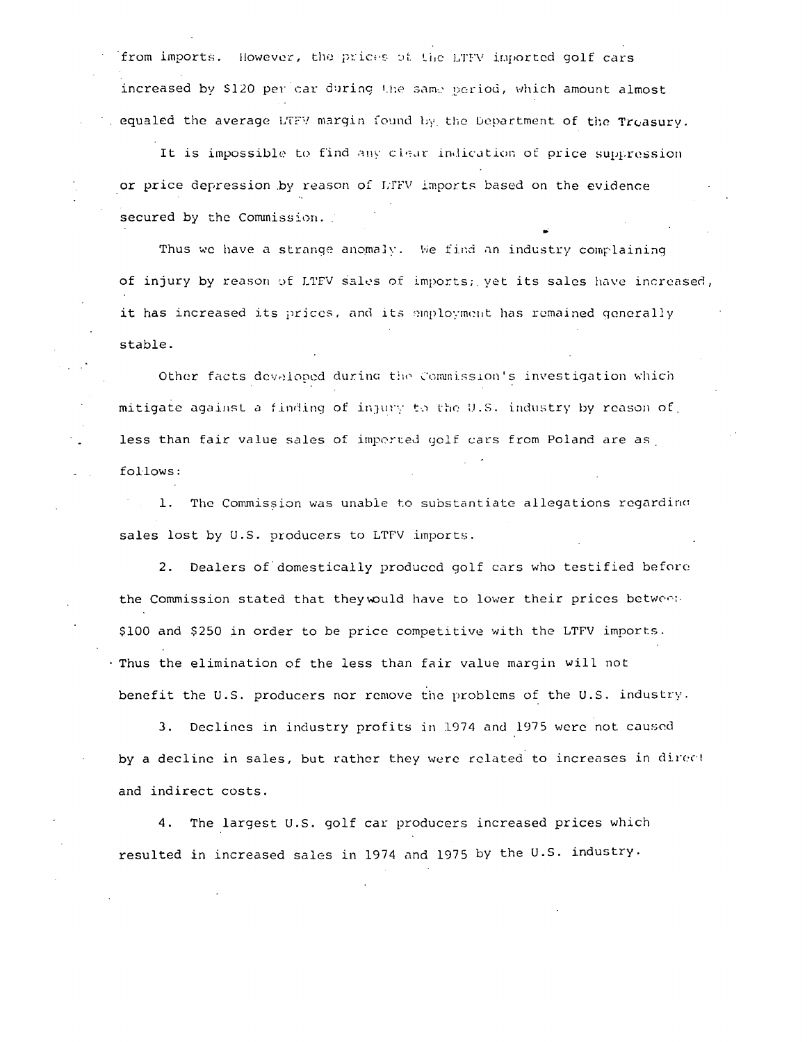from imports. However, the prices of the LTFV imported golf cars increased by $120 per car during the same period, which amount almost equaled the average LTFV margin found by the Department of the Treasury.

It is impossible to find any clear indication of price suppression or price depression by reason of LTFV imports based on the evidence secured by the Commission.

Thus we have a strange anomaly. We find an industry complaining of injury by reason of LTFV sales of imports; yet its sales have increased, it has increased its prices, and its employment has remained generally stable.

Other facts developed during the Commission's investigation which mitigate against a finding of injury to the U.S. industry by reason of less than fair value sales of imported golf cars from Poland are as follows:

1. The Commission was unable to substantiate allegations regarding sales lost by U.S. producers to LTFV imports.

2. Dealers of domestically produced golf cars who testified before the Commission stated that they would have to lower their prices between $100 and $250 in order to be price competitive with the LTFV imports. Thus the elimination of the less than fair value margin will not benefit the U.S. producers nor remove the problems of the U.S. industry.

3. Declines in industry profits in 1974 and 1975 were not caused by a decline in sales, but rather they were related to increases in direct and indirect costs.

4. The largest U.S. golf car producers increased prices which resulted in increased sales in 1974 and 1975 by the U.S. industry.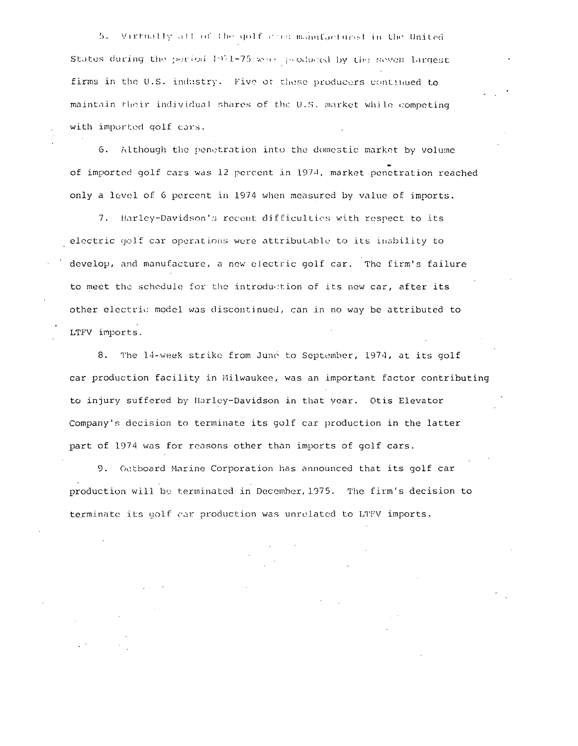5. Virtually all of the golf cars manufactured in the United States during the period 1971-75 were produced by the seven largest firms in the U.S. industry. Five of these producers continued to maintain their individual shares of the U.S. market while competing with imported golf cars.

6. Although the penetration into the domestic market by volume of imported golf cars was 12 percent in 1974, market penetration reached only a level of 6 percent in 1974 when measured by value of imports.

7. Harley-Davidson's recent difficulties with respect to its electric golf car operations were attributable to its inability to develop, and manufacture, a new electric golf car. The firm's failure to meet the schedule for the introduction of its new car, after its other electric model was discontinued, can in no way be attributed to LTFV imports.

8. The 14-week strike from June to September, 1974, at its golf car production facility in Milwaukee, was an important factor contributing to injury suffered by Harley-Davidson in that year. Otis Elevator Company's decision to terminate its golf car production in the latter part of 1974 was for reasons other than imports of golf cars.

9. Outboard Marine Corporation has announced that its golf car production will be terminated in December, 1975. The firm's decision to terminate its golf car production was unrelated to LTFV imports.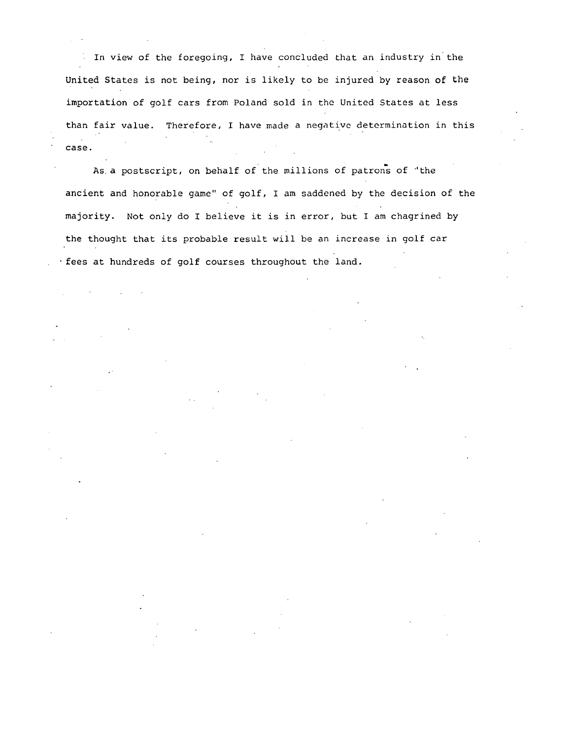In view of the foregoing, I have concluded that an industry in the United States is not being, nor is likely to be injured by reason of the importation of golf cars from Poland sold in the United States at less than fair value. Therefore, I have made a negative determination in this case.

As a postscript, on behalf of the millions of patrons of "the ancient and honorable game" of golf, I am saddened by the decision of the majority. Not only do I believe it is in error, but I am chagrined by the thought that its probable result will be an increase in golf car fees at hundreds of golf courses throughout the land.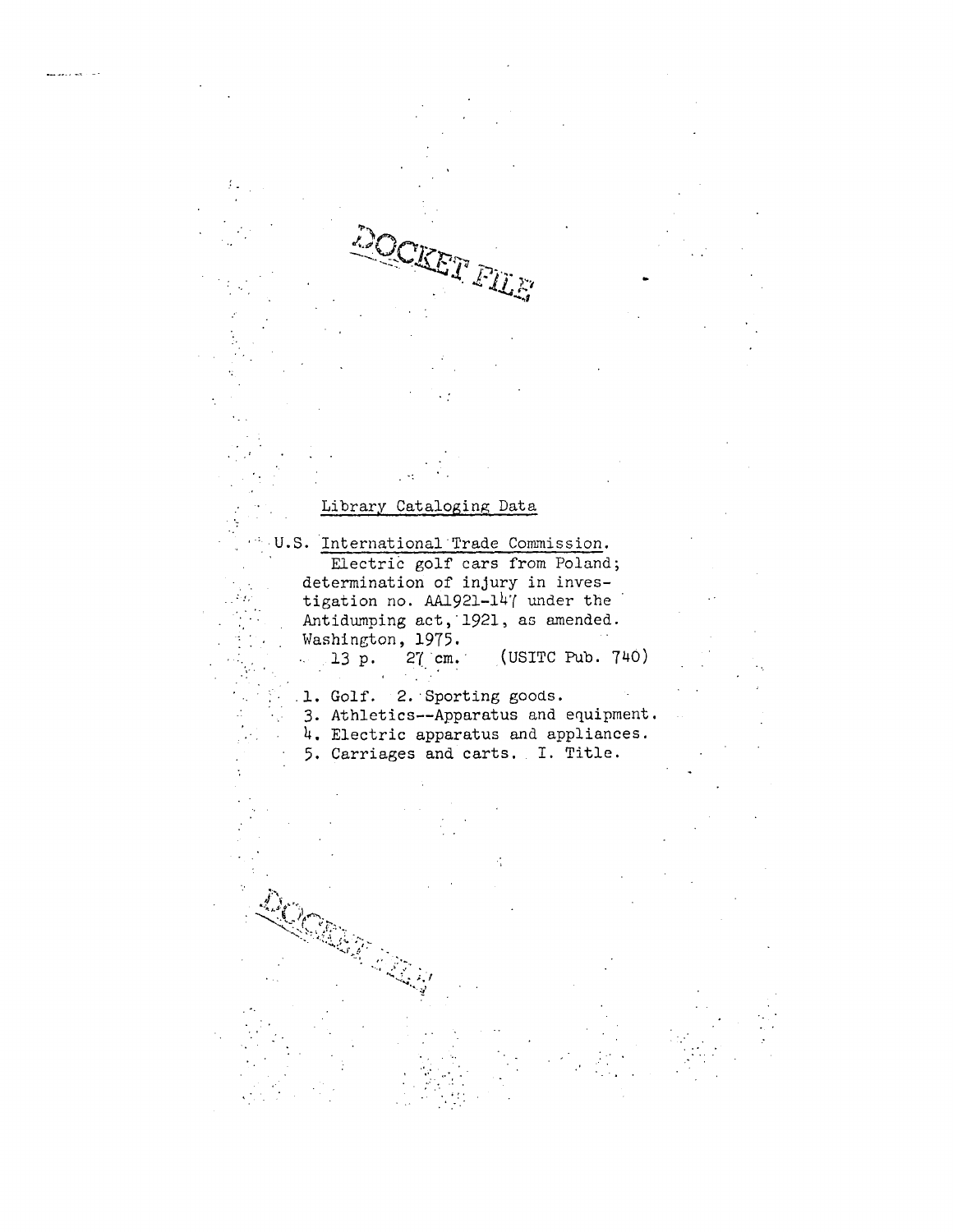DOCKET FILE

Library Cataloging Data

U.S. International Trade Commission.
Electric golf cars from Poland; determination of injury in investigation no. AA1921-147 under the Antidumping act, 1921, as amended. Washington, 1975.
13 p. 27 cm. (USITC Pub. 740)

1. Golf. 2. Sporting goods. 3. Athletics--Apparatus and equipment. 4. Electric apparatus and appliances. 5. Carriages and carts. I. Title.

DOCKET FILE